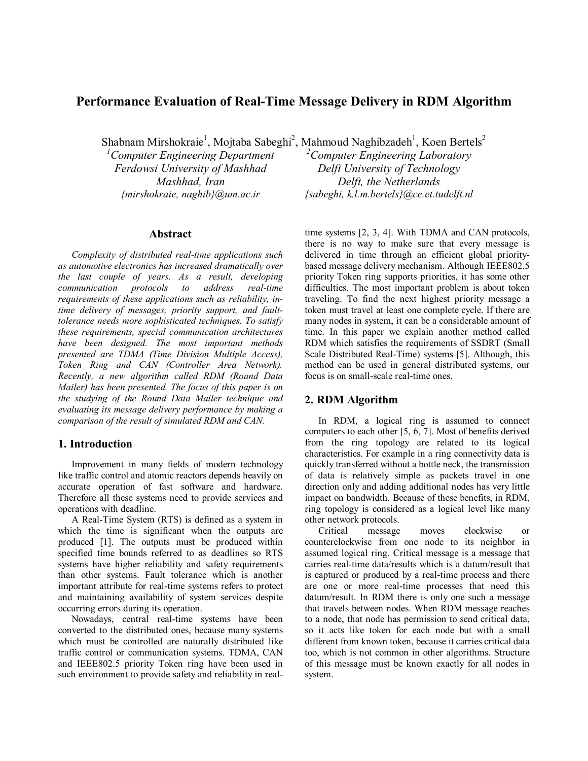# Performance Evaluation of Real-Time Message Delivery in RDM Algorithm

Shabnam Mirshokraie[1], Mojtaba Sabeghi[2], Mahmoud Naghibzadeh[1], Koen Bertels[2]

[1]*Computer Engineering Department*
*Ferdowsi University of Mashhad*
*Mashhad, Iran*
*{mirshokraie, naghib}@um.ac.ir*

[2]*Computer Engineering Laboratory*
*Delft University of Technology*
*Delft, the Netherlands*
*{sabeghi, k.l.m.bertels}@ce.et.tudelft.nl*

## Abstract

*Complexity of distributed real-time applications such as automotive electronics has increased dramatically over the last couple of years. As a result, developing communication protocols to address real-time requirements of these applications such as reliability, in-time delivery of messages, priority support, and fault-tolerance needs more sophisticated techniques. To satisfy these requirements, special communication architectures have been designed. The most important methods presented are TDMA (Time Division Multiple Access), Token Ring and CAN (Controller Area Network). Recently, a new algorithm called RDM (Round Data Mailer) has been presented. The focus of this paper is on the studying of the Round Data Mailer technique and evaluating its message delivery performance by making a comparison of the result of simulated RDM and CAN.*

## 1. Introduction

Improvement in many fields of modern technology like traffic control and atomic reactors depends heavily on accurate operation of fast software and hardware. Therefore all these systems need to provide services and operations with deadline.

A Real-Time System (RTS) is defined as a system in which the time is significant when the outputs are produced [1]. The outputs must be produced within specified time bounds referred to as deadlines so RTS systems have higher reliability and safety requirements than other systems. Fault tolerance which is another important attribute for real-time systems refers to protect and maintaining availability of system services despite occurring errors during its operation.

Nowadays, central real-time systems have been converted to the distributed ones, because many systems which must be controlled are naturally distributed like traffic control or communication systems. TDMA, CAN and IEEE802.5 priority Token ring have been used in such environment to provide safety and reliability in real-time systems [2, 3, 4]. With TDMA and CAN protocols, there is no way to make sure that every message is delivered in time through an efficient global priority-based message delivery mechanism. Although IEEE802.5 priority Token ring supports priorities, it has some other difficulties. The most important problem is about token traveling. To find the next highest priority message a token must travel at least one complete cycle. If there are many nodes in system, it can be a considerable amount of time. In this paper we explain another method called RDM which satisfies the requirements of SSDRT (Small Scale Distributed Real-Time) systems [5]. Although, this method can be used in general distributed systems, our focus is on small-scale real-time ones.

## 2. RDM Algorithm

In RDM, a logical ring is assumed to connect computers to each other [5, 6, 7]. Most of benefits derived from the ring topology are related to its logical characteristics. For example in a ring connectivity data is quickly transferred without a bottle neck, the transmission of data is relatively simple as packets travel in one direction only and adding additional nodes has very little impact on bandwidth. Because of these benefits, in RDM, ring topology is considered as a logical level like many other network protocols.

Critical message moves clockwise or counterclockwise from one node to its neighbor in assumed logical ring. Critical message is a message that carries real-time data/results which is a datum/result that is captured or produced by a real-time process and there are one or more real-time processes that need this datum/result. In RDM there is only one such a message that travels between nodes. When RDM message reaches to a node, that node has permission to send critical data, so it acts like token for each node but with a small different from known token, because it carries critical data too, which is not common in other algorithms. Structure of this message must be known exactly for all nodes in system.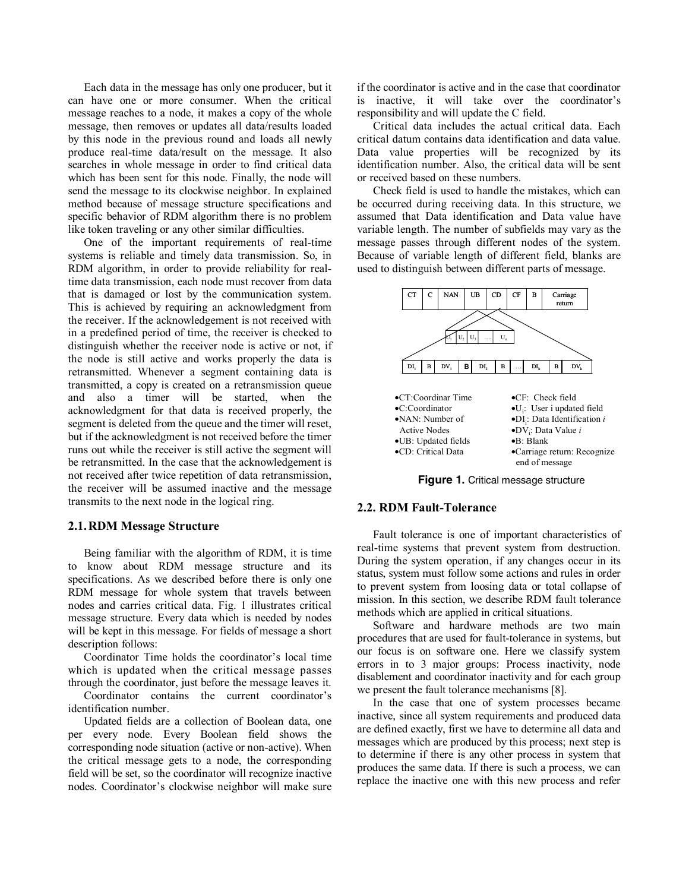Each data in the message has only one producer, but it can have one or more consumer. When the critical message reaches to a node, it makes a copy of the whole message, then removes or updates all data/results loaded by this node in the previous round and loads all newly produce real-time data/result on the message. It also searches in whole message in order to find critical data which has been sent for this node. Finally, the node will send the message to its clockwise neighbor. In explained method because of message structure specifications and specific behavior of RDM algorithm there is no problem like token traveling or any other similar difficulties.

One of the important requirements of real-time systems is reliable and timely data transmission. So, in RDM algorithm, in order to provide reliability for real-time data transmission, each node must recover from data that is damaged or lost by the communication system. This is achieved by requiring an acknowledgment from the receiver. If the acknowledgement is not received with in a predefined period of time, the receiver is checked to distinguish whether the receiver node is active or not, if the node is still active and works properly the data is retransmitted. Whenever a segment containing data is transmitted, a copy is created on a retransmission queue and also a timer will be started, when the acknowledgment for that data is received properly, the segment is deleted from the queue and the timer will reset, but if the acknowledgment is not received before the timer runs out while the receiver is still active the segment will be retransmitted. In the case that the acknowledgement is not received after twice repetition of data retransmission, the receiver will be assumed inactive and the message transmits to the next node in the logical ring.

## 2.1. RDM Message Structure

Being familiar with the algorithm of RDM, it is time to know about RDM message structure and its specifications. As we described before there is only one RDM message for whole system that travels between nodes and carries critical data. Fig. 1 illustrates critical message structure. Every data which is needed by nodes will be kept in this message. For fields of message a short description follows:

Coordinator Time holds the coordinator's local time which is updated when the critical message passes through the coordinator, just before the message leaves it.

Coordinator contains the current coordinator's identification number.

Updated fields are a collection of Boolean data, one per every node. Every Boolean field shows the corresponding node situation (active or non-active). When the critical message gets to a node, the corresponding field will be set, so the coordinator will recognize inactive nodes. Coordinator's clockwise neighbor will make sure if the coordinator is active and in the case that coordinator is inactive, it will take over the coordinator's responsibility and will update the C field.

Critical data includes the actual critical data. Each critical datum contains data identification and data value. Data value properties will be recognized by its identification number. Also, the critical data will be sent or received based on these numbers.

Check field is used to handle the mistakes, which can be occurred during receiving data. In this structure, we assumed that Data identification and Data value have variable length. The number of subfields may vary as the message passes through different nodes of the system. Because of variable length of different field, blanks are used to distinguish between different parts of message.

| CT | C | NAN | UB | CD | CF | B | Carriage return |
|---|---|---|---|---|---|---|---|

| $U_1$ | $U_2$ | $U_3$ | .... | $U_n$ |
|---|---|---|---|---|

| $DI_1$ | B | $DV_1$ | B | $DI_2$ | B | ... | $DI_k$ | B | $DV_k$ |
|---|---|---|---|---|---|---|---|---|---|

- CT: Coordinar Time
- C: Coordinator
- NAN: Number of Active Nodes
- UB: Updated fields
- CD: Critical Data
- CF: Check field
- $U_i$: User i updated field
- $DI_i$: Data Identification *i*
- $DV_i$: Data Value *i*
- B: Blank
- Carriage return: Recognize end of message

**Figure 1.** Critical message structure

## 2.2. RDM Fault-Tolerance

Fault tolerance is one of important characteristics of real-time systems that prevent system from destruction. During the system operation, if any changes occur in its status, system must follow some actions and rules in order to prevent system from loosing data or total collapse of mission. In this section, we describe RDM fault tolerance methods which are applied in critical situations.

Software and hardware methods are two main procedures that are used for fault-tolerance in systems, but our focus is on software one. Here we classify system errors in to 3 major groups: Process inactivity, node disablement and coordinator inactivity and for each group we present the fault tolerance mechanisms [8].

In the case that one of system processes became inactive, since all system requirements and produced data are defined exactly, first we have to determine all data and messages which are produced by this process; next step is to determine if there is any other process in system that produces the same data. If there is such a process, we can replace the inactive one with this new process and refer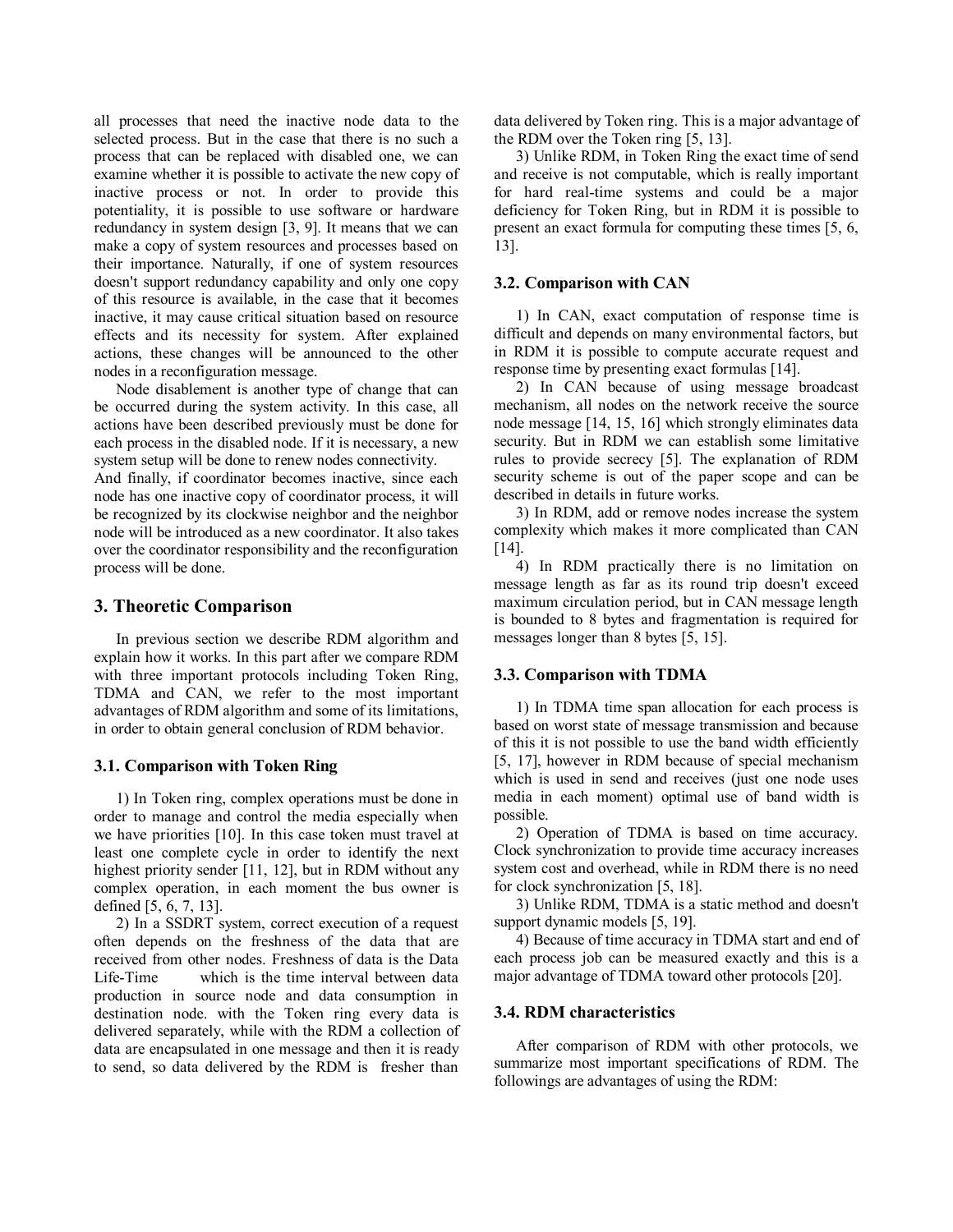all processes that need the inactive node data to the selected process. But in the case that there is no such a process that can be replaced with disabled one, we can examine whether it is possible to activate the new copy of inactive process or not. In order to provide this potentiality, it is possible to use software or hardware redundancy in system design [3, 9]. It means that we can make a copy of system resources and processes based on their importance. Naturally, if one of system resources doesn't support redundancy capability and only one copy of this resource is available, in the case that it becomes inactive, it may cause critical situation based on resource effects and its necessity for system. After explained actions, these changes will be announced to the other nodes in a reconfiguration message.

Node disablement is another type of change that can be occurred during the system activity. In this case, all actions have been described previously must be done for each process in the disabled node. If it is necessary, a new system setup will be done to renew nodes connectivity.

And finally, if coordinator becomes inactive, since each node has one inactive copy of coordinator process, it will be recognized by its clockwise neighbor and the neighbor node will be introduced as a new coordinator. It also takes over the coordinator responsibility and the reconfiguration process will be done.

## 3. Theoretic Comparison

In previous section we describe RDM algorithm and explain how it works. In this part after we compare RDM with three important protocols including Token Ring, TDMA and CAN, we refer to the most important advantages of RDM algorithm and some of its limitations, in order to obtain general conclusion of RDM behavior.

### 3.1. Comparison with Token Ring

1) In Token ring, complex operations must be done in order to manage and control the media especially when we have priorities [10]. In this case token must travel at least one complete cycle in order to identify the next highest priority sender [11, 12], but in RDM without any complex operation, in each moment the bus owner is defined [5, 6, 7, 13].

2) In a SSDRT system, correct execution of a request often depends on the freshness of the data that are received from other nodes. Freshness of data is the Data Life-Time which is the time interval between data production in source node and data consumption in destination node. with the Token ring every data is delivered separately, while with the RDM a collection of data are encapsulated in one message and then it is ready to send, so data delivered by the RDM is fresher than data delivered by Token ring. This is a major advantage of the RDM over the Token ring [5, 13].

3) Unlike RDM, in Token Ring the exact time of send and receive is not computable, which is really important for hard real-time systems and could be a major deficiency for Token Ring, but in RDM it is possible to present an exact formula for computing these times [5, 6, 13].

### 3.2. Comparison with CAN

1) In CAN, exact computation of response time is difficult and depends on many environmental factors, but in RDM it is possible to compute accurate request and response time by presenting exact formulas [14].

2) In CAN because of using message broadcast mechanism, all nodes on the network receive the source node message [14, 15, 16] which strongly eliminates data security. But in RDM we can establish some limitative rules to provide secrecy [5]. The explanation of RDM security scheme is out of the paper scope and can be described in details in future works.

3) In RDM, add or remove nodes increase the system complexity which makes it more complicated than CAN [14].

4) In RDM practically there is no limitation on message length as far as its round trip doesn't exceed maximum circulation period, but in CAN message length is bounded to 8 bytes and fragmentation is required for messages longer than 8 bytes [5, 15].

### 3.3. Comparison with TDMA

1) In TDMA time span allocation for each process is based on worst state of message transmission and because of this it is not possible to use the band width efficiently [5, 17], however in RDM because of special mechanism which is used in send and receives (just one node uses media in each moment) optimal use of band width is possible.

2) Operation of TDMA is based on time accuracy. Clock synchronization to provide time accuracy increases system cost and overhead, while in RDM there is no need for clock synchronization [5, 18].

3) Unlike RDM, TDMA is a static method and doesn't support dynamic models [5, 19].

4) Because of time accuracy in TDMA start and end of each process job can be measured exactly and this is a major advantage of TDMA toward other protocols [20].

### 3.4. RDM characteristics

After comparison of RDM with other protocols, we summarize most important specifications of RDM. The followings are advantages of using the RDM: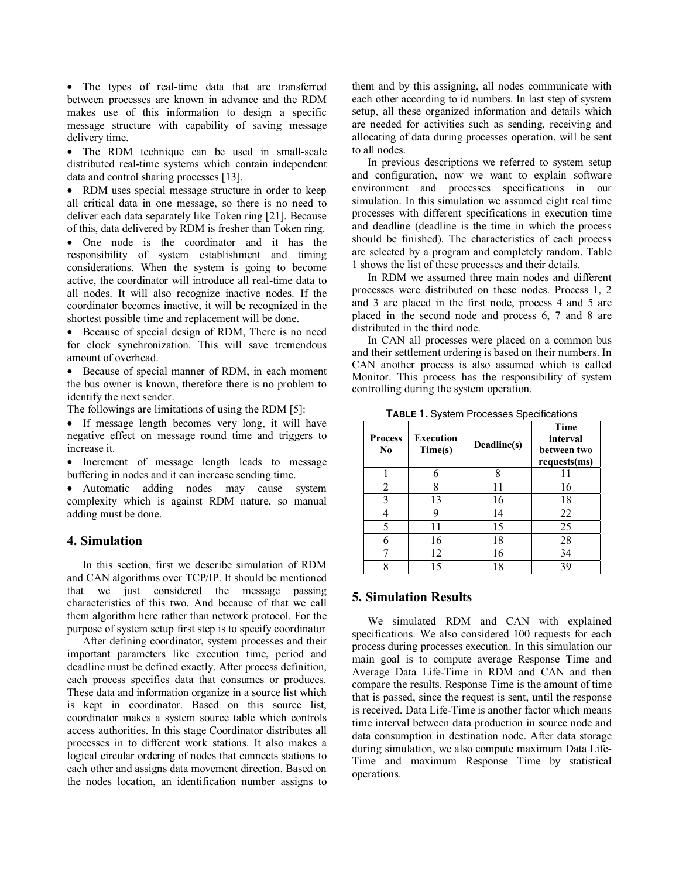- The types of real-time data that are transferred between processes are known in advance and the RDM makes use of this information to design a specific message structure with capability of saving message delivery time.
- The RDM technique can be used in small-scale distributed real-time systems which contain independent data and control sharing processes [13].
- RDM uses special message structure in order to keep all critical data in one message, so there is no need to deliver each data separately like Token ring [21]. Because of this, data delivered by RDM is fresher than Token ring.
- One node is the coordinator and it has the responsibility of system establishment and timing considerations. When the system is going to become active, the coordinator will introduce all real-time data to all nodes. It will also recognize inactive nodes. If the coordinator becomes inactive, it will be recognized in the shortest possible time and replacement will be done.
- Because of special design of RDM, There is no need for clock synchronization. This will save tremendous amount of overhead.
- Because of special manner of RDM, in each moment the bus owner is known, therefore there is no problem to identify the next sender.

The followings are limitations of using the RDM [5]:

- If message length becomes very long, it will have negative effect on message round time and triggers to increase it.
- Increment of message length leads to message buffering in nodes and it can increase sending time.
- Automatic adding nodes may cause system complexity which is against RDM nature, so manual adding must be done.

## 4. Simulation

In this section, first we describe simulation of RDM and CAN algorithms over TCP/IP. It should be mentioned that we just considered the message passing characteristics of this two. And because of that we call them algorithm here rather than network protocol. For the purpose of system setup first step is to specify coordinator

After defining coordinator, system processes and their important parameters like execution time, period and deadline must be defined exactly. After process definition, each process specifies data that consumes or produces. These data and information organize in a source list which is kept in coordinator. Based on this source list, coordinator makes a system source table which controls access authorities. In this stage Coordinator distributes all processes in to different work stations. It also makes a logical circular ordering of nodes that connects stations to each other and assigns data movement direction. Based on the nodes location, an identification number assigns to them and by this assigning, all nodes communicate with each other according to id numbers. In last step of system setup, all these organized information and details which are needed for activities such as sending, receiving and allocating of data during processes operation, will be sent to all nodes.

In previous descriptions we referred to system setup and configuration, now we want to explain software environment and processes specifications in our simulation. In this simulation we assumed eight real time processes with different specifications in execution time and deadline (deadline is the time in which the process should be finished). The characteristics of each process are selected by a program and completely random. Table 1 shows the list of these processes and their details.

In RDM we assumed three main nodes and different processes were distributed on these nodes. Process 1, 2 and 3 are placed in the first node, process 4 and 5 are placed in the second node and process 6, 7 and 8 are distributed in the third node.

In CAN all processes were placed on a common bus and their settlement ordering is based on their numbers. In CAN another process is also assumed which is called Monitor. This process has the responsibility of system controlling during the system operation.

**TABLE 1.** System Processes Specifications

| Process No | Execution Time(s) | Deadline(s) | Time interval between two requests(ms) |
|---|---|---|---|
| 1 | 6 | 8 | 11 |
| 2 | 8 | 11 | 16 |
| 3 | 13 | 16 | 18 |
| 4 | 9 | 14 | 22 |
| 5 | 11 | 15 | 25 |
| 6 | 16 | 18 | 28 |
| 7 | 12 | 16 | 34 |
| 8 | 15 | 18 | 39 |

## 5. Simulation Results

We simulated RDM and CAN with explained specifications. We also considered 100 requests for each process during processes execution. In this simulation our main goal is to compute average Response Time and Average Data Life-Time in RDM and CAN and then compare the results. Response Time is the amount of time that is passed, since the request is sent, until the response is received. Data Life-Time is another factor which means time interval between data production in source node and data consumption in destination node. After data storage during simulation, we also compute maximum Data Life-Time and maximum Response Time by statistical operations.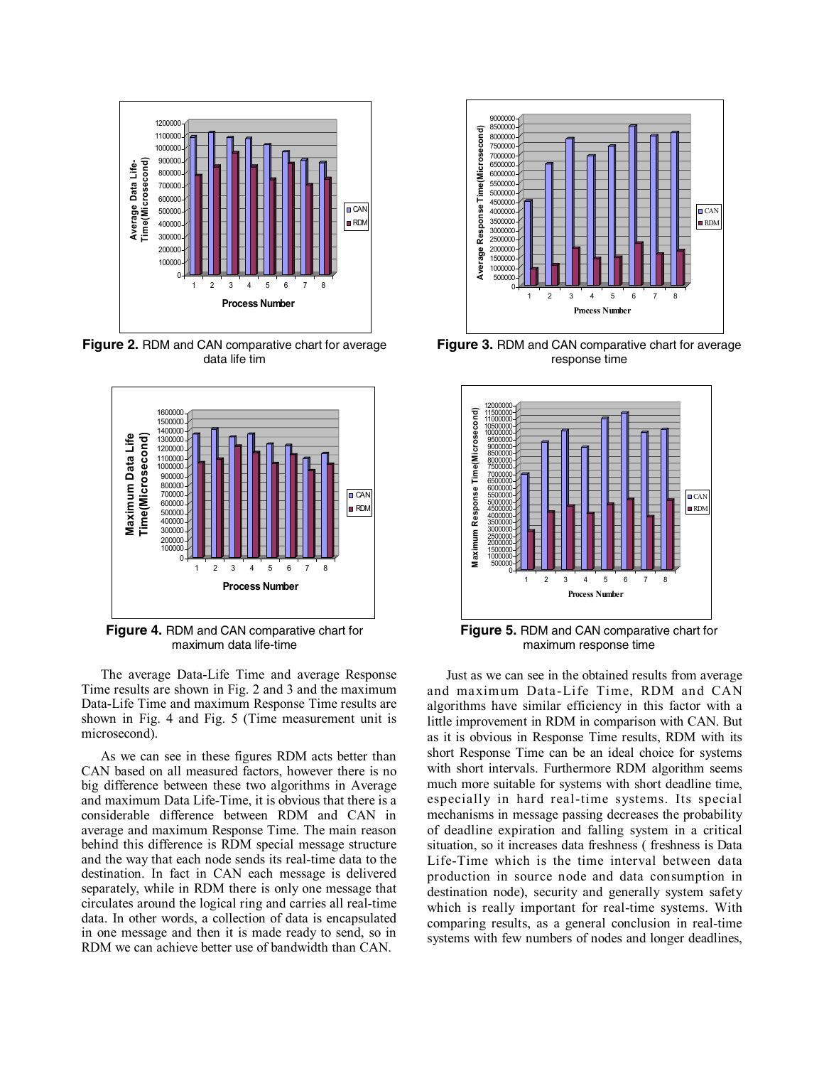Figure 2. RDM and CAN comparative chart for average data life tim

Figure 3. RDM and CAN comparative chart for average response time

Figure 4. RDM and CAN comparative chart for maximum data life-time

Figure 5. RDM and CAN comparative chart for maximum response time

The average Data-Life Time and average Response Time results are shown in Fig. 2 and 3 and the maximum Data-Life Time and maximum Response Time results are shown in Fig. 4 and Fig. 5 (Time measurement unit is microsecond).

As we can see in these figures RDM acts better than CAN based on all measured factors, however there is no big difference between these two algorithms in Average and maximum Data Life-Time, it is obvious that there is a considerable difference between RDM and CAN in average and maximum Response Time. The main reason behind this difference is RDM special message structure and the way that each node sends its real-time data to the destination. In fact in CAN each message is delivered separately, while in RDM there is only one message that circulates around the logical ring and carries all real-time data. In other words, a collection of data is encapsulated in one message and then it is made ready to send, so in RDM we can achieve better use of bandwidth than CAN.

Just as we can see in the obtained results from average and maximum Data-Life Time, RDM and CAN algorithms have similar efficiency in this factor with a little improvement in RDM in comparison with CAN. But as it is obvious in Response Time results, RDM with its short Response Time can be an ideal choice for systems with short intervals. Furthermore RDM algorithm seems much more suitable for systems with short deadline time, especially in hard real-time systems. Its special mechanisms in message passing decreases the probability of deadline expiration and falling system in a critical situation, so it increases data freshness ( freshness is Data Life-Time which is the time interval between data production in source node and data consumption in destination node), security and generally system safety which is really important for real-time systems. With comparing results, as a general conclusion in real-time systems with few numbers of nodes and longer deadlines,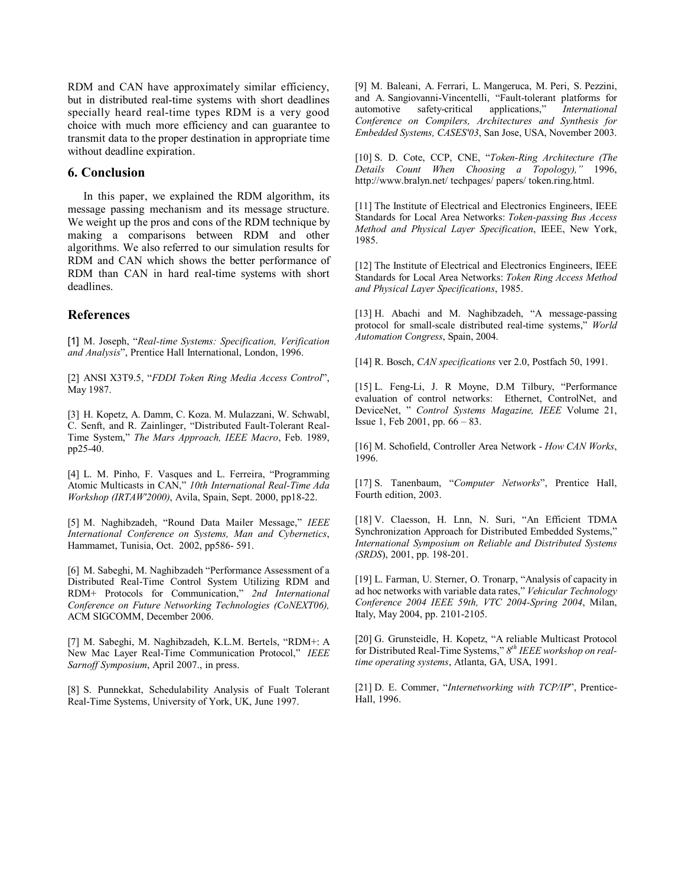RDM and CAN have approximately similar efficiency, but in distributed real-time systems with short deadlines specially heard real-time types RDM is a very good choice with much more efficiency and can guarantee to transmit data to the proper destination in appropriate time without deadline expiration.

## 6. Conclusion

In this paper, we explained the RDM algorithm, its message passing mechanism and its message structure. We weight up the pros and cons of the RDM technique by making a comparisons between RDM and other algorithms. We also referred to our simulation results for RDM and CAN which shows the better performance of RDM than CAN in hard real-time systems with short deadlines.

## References

[1] M. Joseph, "*Real-time Systems: Specification, Verification and Analysis*", Prentice Hall International, London, 1996.

[2] ANSI X3T9.5, "*FDDI Token Ring Media Access Control*", May 1987.

[3] H. Kopetz, A. Damm, C. Koza. M. Mulazzani, W. Schwabl, C. Senft, and R. Zainlinger, "Distributed Fault-Tolerant Real-Time System," *The Mars Approach, IEEE Macro*, Feb. 1989, pp25-40.

[4] L. M. Pinho, F. Vasques and L. Ferreira, "Programming Atomic Multicasts in CAN," *10th International Real-Time Ada Workshop (IRTAW'2000)*, Avila, Spain, Sept. 2000, pp18-22.

[5] M. Naghibzadeh, "Round Data Mailer Message," *IEEE International Conference on Systems, Man and Cybernetics*, Hammamet, Tunisia, Oct. 2002, pp586- 591.

[6] M. Sabeghi, M. Naghibzadeh "Performance Assessment of a Distributed Real-Time Control System Utilizing RDM and RDM+ Protocols for Communication," *2nd International Conference on Future Networking Technologies (CoNEXT06),* ACM SIGCOMM, December 2006.

[7] M. Sabeghi, M. Naghibzadeh, K.L.M. Bertels, "RDM+: A New Mac Layer Real-Time Communication Protocol," *IEEE Sarnoff Symposium*, April 2007., in press.

[8] S. Punnekkat, Schedulability Analysis of Fualt Tolerant Real-Time Systems, University of York, UK, June 1997.

[9] M. Baleani, A. Ferrari, L. Mangeruca, M. Peri, S. Pezzini, and A. Sangiovanni-Vincentelli, "Fault-tolerant platforms for automotive safety-critical applications," *International Conference on Compilers, Architectures and Synthesis for Embedded Systems, CASES'03*, San Jose, USA, November 2003.

[10] S. D. Cote, CCP, CNE, "*Token-Ring Architecture (The Details Count When Choosing a Topology),"* 1996, http://www.bralyn.net/ techpages/ papers/ token.ring.html.

[11] The Institute of Electrical and Electronics Engineers, IEEE Standards for Local Area Networks: *Token-passing Bus Access Method and Physical Layer Specification*, IEEE, New York, 1985.

[12] The Institute of Electrical and Electronics Engineers, IEEE Standards for Local Area Networks: *Token Ring Access Method and Physical Layer Specifications*, 1985.

[13] H. Abachi and M. Naghibzadeh, "A message-passing protocol for small-scale distributed real-time systems," *World Automation Congress*, Spain, 2004.

[14] R. Bosch, *CAN specifications* ver 2.0, Postfach 50, 1991.

[15] L. Feng-Li, J. R Moyne, D.M Tilbury, "Performance evaluation of control networks: Ethernet, ControlNet, and DeviceNet, " *Control Systems Magazine, IEEE* Volume 21, Issue 1, Feb 2001, pp. 66 – 83.

[16] M. Schofield, Controller Area Network - *How CAN Works*, 1996.

[17] S. Tanenbaum, "*Computer Networks*", Prentice Hall, Fourth edition, 2003.

[18] V. Claesson, H. Lnn, N. Suri, "An Efficient TDMA Synchronization Approach for Distributed Embedded Systems," *International Symposium on Reliable and Distributed Systems (SRDS*), 2001, pp. 198-201.

[19] L. Farman, U. Sterner, O. Tronarp, "Analysis of capacity in ad hoc networks with variable data rates," *Vehicular Technology Conference 2004 IEEE 59th, VTC 2004-Spring 2004*, Milan, Italy, May 2004, pp. 2101-2105.

[20] G. Grunsteidle, H. Kopetz, "A reliable Multicast Protocol for Distributed Real-Time Systems," *8th IEEE workshop on real-time operating systems*, Atlanta, GA, USA, 1991.

[21] D. E. Commer, "*Internetworking with TCP/IP*", Prentice-Hall, 1996.